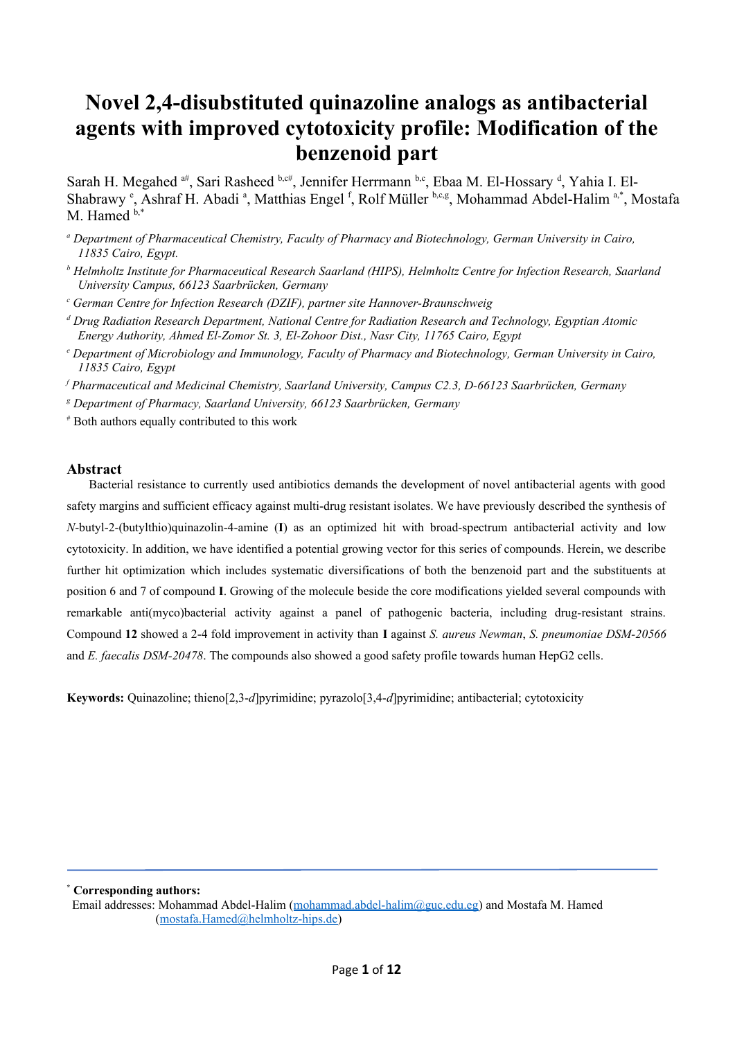# Novel 2,4-disubstituted quinazoline analogs as antibacterial agents with improved cytotoxicity profile: Modification of the benzenoid part

Sarah H. Megahed [a#], Sari Rasheed [b,c#], Jennifer Herrmann [b,c], Ebaa M. El-Hossary [d], Yahia I. El-Shabrawy [e], Ashraf H. Abadi [a], Matthias Engel [f], Rolf Müller [b,c,g], Mohammad Abdel-Halim [a,*], Mostafa M. Hamed [b,*]

[a] *Department of Pharmaceutical Chemistry, Faculty of Pharmacy and Biotechnology, German University in Cairo, 11835 Cairo, Egypt.*

[b] *Helmholtz Institute for Pharmaceutical Research Saarland (HIPS), Helmholtz Centre for Infection Research, Saarland University Campus, 66123 Saarbrücken, Germany*

[c] *German Centre for Infection Research (DZIF), partner site Hannover-Braunschweig*

[d] *Drug Radiation Research Department, National Centre for Radiation Research and Technology, Egyptian Atomic Energy Authority, Ahmed El-Zomor St. 3, El-Zohoor Dist., Nasr City, 11765 Cairo, Egypt*

[e] *Department of Microbiology and Immunology, Faculty of Pharmacy and Biotechnology, German University in Cairo, 11835 Cairo, Egypt*

[f] *Pharmaceutical and Medicinal Chemistry, Saarland University, Campus C2.3, D-66123 Saarbrücken, Germany*

[g] *Department of Pharmacy, Saarland University, 66123 Saarbrücken, Germany*

[#] Both authors equally contributed to this work

## Abstract

Bacterial resistance to currently used antibiotics demands the development of novel antibacterial agents with good safety margins and sufficient efficacy against multi-drug resistant isolates. We have previously described the synthesis of *N*-butyl-2-(butylthio)quinazolin-4-amine (**I**) as an optimized hit with broad-spectrum antibacterial activity and low cytotoxicity. In addition, we have identified a potential growing vector for this series of compounds. Herein, we describe further hit optimization which includes systematic diversifications of both the benzenoid part and the substituents at position 6 and 7 of compound **I**. Growing of the molecule beside the core modifications yielded several compounds with remarkable anti(myco)bacterial activity against a panel of pathogenic bacteria, including drug-resistant strains. Compound **12** showed a 2-4 fold improvement in activity than **I** against *S. aureus Newman*, *S. pneumoniae DSM-20566* and *E. faecalis DSM-20478*. The compounds also showed a good safety profile towards human HepG2 cells.

**Keywords:** Quinazoline; thieno[2,3-*d*]pyrimidine; pyrazolo[3,4-*d*]pyrimidine; antibacterial; cytotoxicity

[*] **Corresponding authors:**
Email addresses: Mohammad Abdel-Halim (mohammad.abdel-halim@guc.edu.eg) and Mostafa M. Hamed (mostafa.Hamed@helmholtz-hips.de)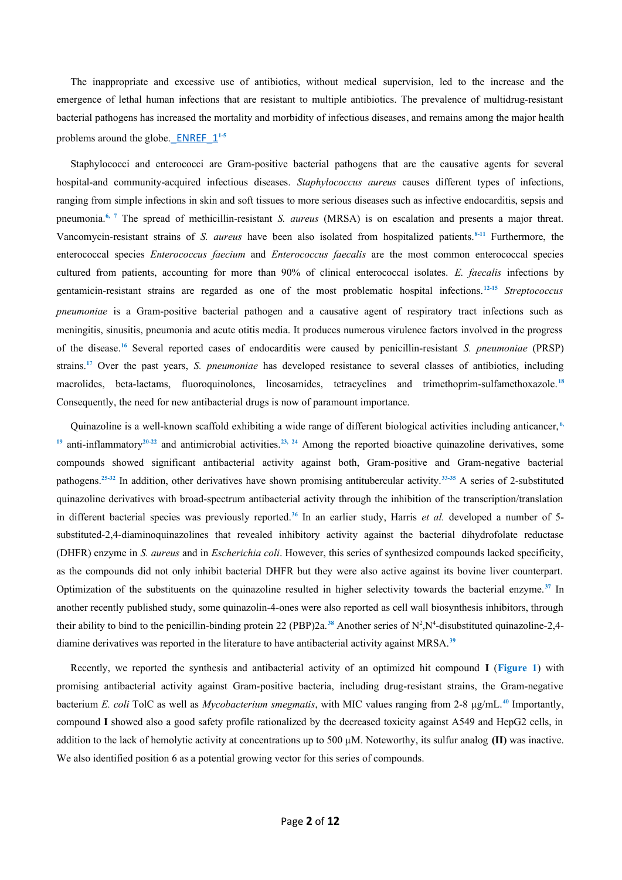The inappropriate and excessive use of antibiotics, without medical supervision, led to the increase and the emergence of lethal human infections that are resistant to multiple antibiotics. The prevalence of multidrug-resistant bacterial pathogens has increased the mortality and morbidity of infectious diseases, and remains among the major health problems around the globe._ENREF_1[1-5]

Staphylococci and enterococci are Gram-positive bacterial pathogens that are the causative agents for several hospital-and community-acquired infectious diseases. *Staphylococcus aureus* causes different types of infections, ranging from simple infections in skin and soft tissues to more serious diseases such as infective endocarditis, sepsis and pneumonia.[6, 7] The spread of methicillin-resistant *S. aureus* (MRSA) is on escalation and presents a major threat. Vancomycin-resistant strains of *S. aureus* have been also isolated from hospitalized patients.[8-11] Furthermore, the enterococcal species *Enterococcus faecium* and *Enterococcus faecalis* are the most common enterococcal species cultured from patients, accounting for more than 90% of clinical enterococcal isolates. *E. faecalis* infections by gentamicin-resistant strains are regarded as one of the most problematic hospital infections.[12-15] *Streptococcus pneumoniae* is a Gram-positive bacterial pathogen and a causative agent of respiratory tract infections such as meningitis, sinusitis, pneumonia and acute otitis media. It produces numerous virulence factors involved in the progress of the disease.[16] Several reported cases of endocarditis were caused by penicillin-resistant *S. pneumoniae* (PRSP) strains.[17] Over the past years, *S. pneumoniae* has developed resistance to several classes of antibiotics, including macrolides, beta-lactams, fluoroquinolones, lincosamides, tetracyclines and trimethoprim-sulfamethoxazole.[18] Consequently, the need for new antibacterial drugs is now of paramount importance.

Quinazoline is a well-known scaffold exhibiting a wide range of different biological activities including anticancer,[6, 19] anti-inflammatory[20-22] and antimicrobial activities.[23, 24] Among the reported bioactive quinazoline derivatives, some compounds showed significant antibacterial activity against both, Gram-positive and Gram-negative bacterial pathogens.[25-32] In addition, other derivatives have shown promising antitubercular activity.[33-35] A series of 2-substituted quinazoline derivatives with broad-spectrum antibacterial activity through the inhibition of the transcription/translation in different bacterial species was previously reported.[36] In an earlier study, Harris *et al.* developed a number of 5-substituted-2,4-diaminoquinazolines that revealed inhibitory activity against the bacterial dihydrofolate reductase (DHFR) enzyme in *S. aureus* and in *Escherichia coli*. However, this series of synthesized compounds lacked specificity, as the compounds did not only inhibit bacterial DHFR but they were also active against its bovine liver counterpart. Optimization of the substituents on the quinazoline resulted in higher selectivity towards the bacterial enzyme.[37] In another recently published study, some quinazolin-4-ones were also reported as cell wall biosynthesis inhibitors, through their ability to bind to the penicillin-binding protein 22 (PBP)2a.[38] Another series of $N^2$,$N^4$-disubstituted quinazoline-2,4-diamine derivatives was reported in the literature to have antibacterial activity against MRSA.[39]

Recently, we reported the synthesis and antibacterial activity of an optimized hit compound **I** (**Figure 1**) with promising antibacterial activity against Gram-positive bacteria, including drug-resistant strains, the Gram-negative bacterium *E. coli* TolC as well as *Mycobacterium smegmatis*, with MIC values ranging from 2-8 µg/mL.[40] Importantly, compound **I** showed also a good safety profile rationalized by the decreased toxicity against A549 and HepG2 cells, in addition to the lack of hemolytic activity at concentrations up to 500 µM. Noteworthy, its sulfur analog **(II)** was inactive. We also identified position 6 as a potential growing vector for this series of compounds.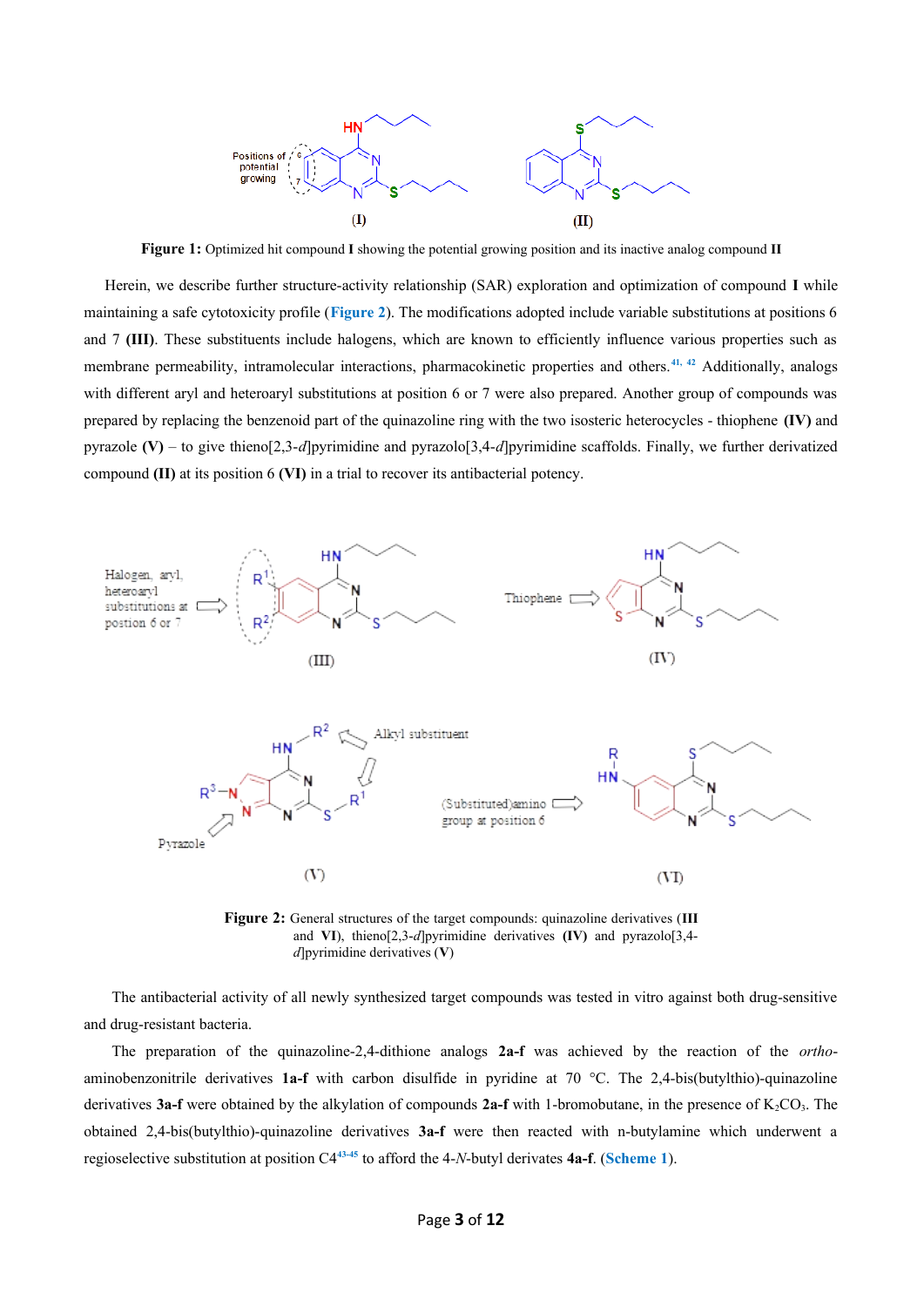**Figure 1:** Optimized hit compound **I** showing the potential growing position and its inactive analog compound **II**

Herein, we describe further structure-activity relationship (SAR) exploration and optimization of compound **I** while maintaining a safe cytotoxicity profile (Figure 2). The modifications adopted include variable substitutions at positions 6 and 7 **(III)**. These substituents include halogens, which are known to efficiently influence various properties such as membrane permeability, intramolecular interactions, pharmacokinetic properties and others.[41, 42] Additionally, analogs with different aryl and heteroaryl substitutions at position 6 or 7 were also prepared. Another group of compounds was prepared by replacing the benzenoid part of the quinazoline ring with the two isosteric heterocycles - thiophene **(IV)** and pyrazole **(V)** – to give thieno[2,3-*d*]pyrimidine and pyrazolo[3,4-*d*]pyrimidine scaffolds. Finally, we further derivatized compound **(II)** at its position 6 **(VI)** in a trial to recover its antibacterial potency.

**Figure 2:** General structures of the target compounds: quinazoline derivatives (**III** and **VI**), thieno[2,3-*d*]pyrimidine derivatives **(IV)** and pyrazolo[3,4-*d*]pyrimidine derivatives (**V**)

The antibacterial activity of all newly synthesized target compounds was tested in vitro against both drug-sensitive and drug-resistant bacteria.

The preparation of the quinazoline-2,4-dithione analogs **2a-f** was achieved by the reaction of the *ortho*-aminobenzonitrile derivatives **1a-f** with carbon disulfide in pyridine at 70 °C. The 2,4-bis(butylthio)-quinazoline derivatives **3a-f** were obtained by the alkylation of compounds **2a-f** with 1-bromobutane, in the presence of $K_2CO_3$. The obtained 2,4-bis(butylthio)-quinazoline derivatives **3a-f** were then reacted with n-butylamine which underwent a regioselective substitution at position C4[43-45] to afford the 4-*N*-butyl derivates **4a-f**. (Scheme 1).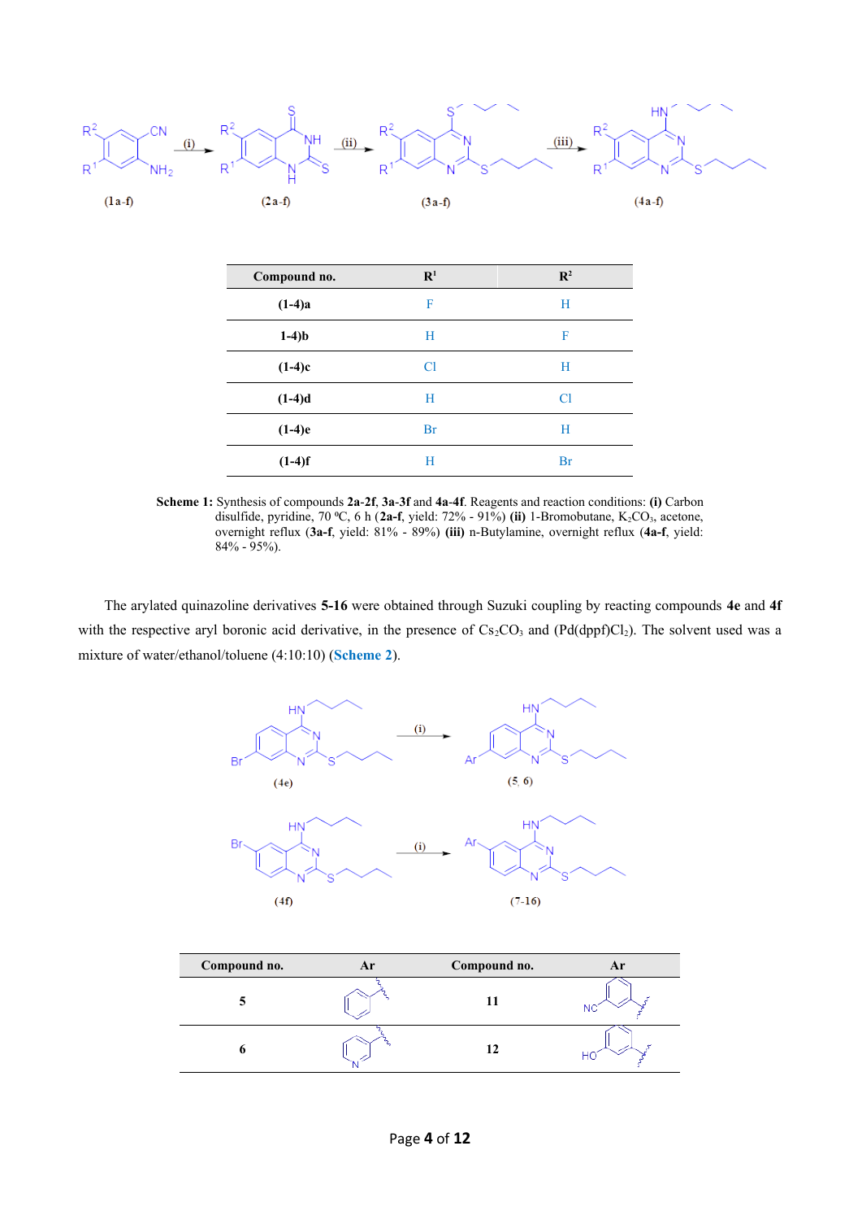| Compound no. | $R^1$ | $R^2$ |
|---|---|---|
| (1-4)a | F | H |
| 1-4)b | H | F |
| (1-4)c | Cl | H |
| (1-4)d | H | Cl |
| (1-4)e | Br | H |
| (1-4)f | H | Br |

**Scheme 1:** Synthesis of compounds **2a**-**2f**, **3a**-**3f** and **4a**-**4f**. Reagents and reaction conditions: **(i)** Carbon disulfide, pyridine, 70 ºC, 6 h (**2a-f**, yield: 72% - 91%) **(ii)** 1-Bromobutane, $K_2CO_3$, acetone, overnight reflux (**3a-f**, yield: 81% - 89%) **(iii)** n-Butylamine, overnight reflux (**4a-f**, yield: 84% - 95%).

The arylated quinazoline derivatives **5-16** were obtained through Suzuki coupling by reacting compounds **4e** and **4f** with the respective aryl boronic acid derivative, in the presence of $Cs_2CO_3$ and (Pd(dppf)$Cl_2$). The solvent used was a mixture of water/ethanol/toluene (4:10:10) (**Scheme 2**).

| Compound no. | Ar | Compound no. | Ar |
|---|---|---|---|
| 5 | | 11 | |
| 6 | | 12 | |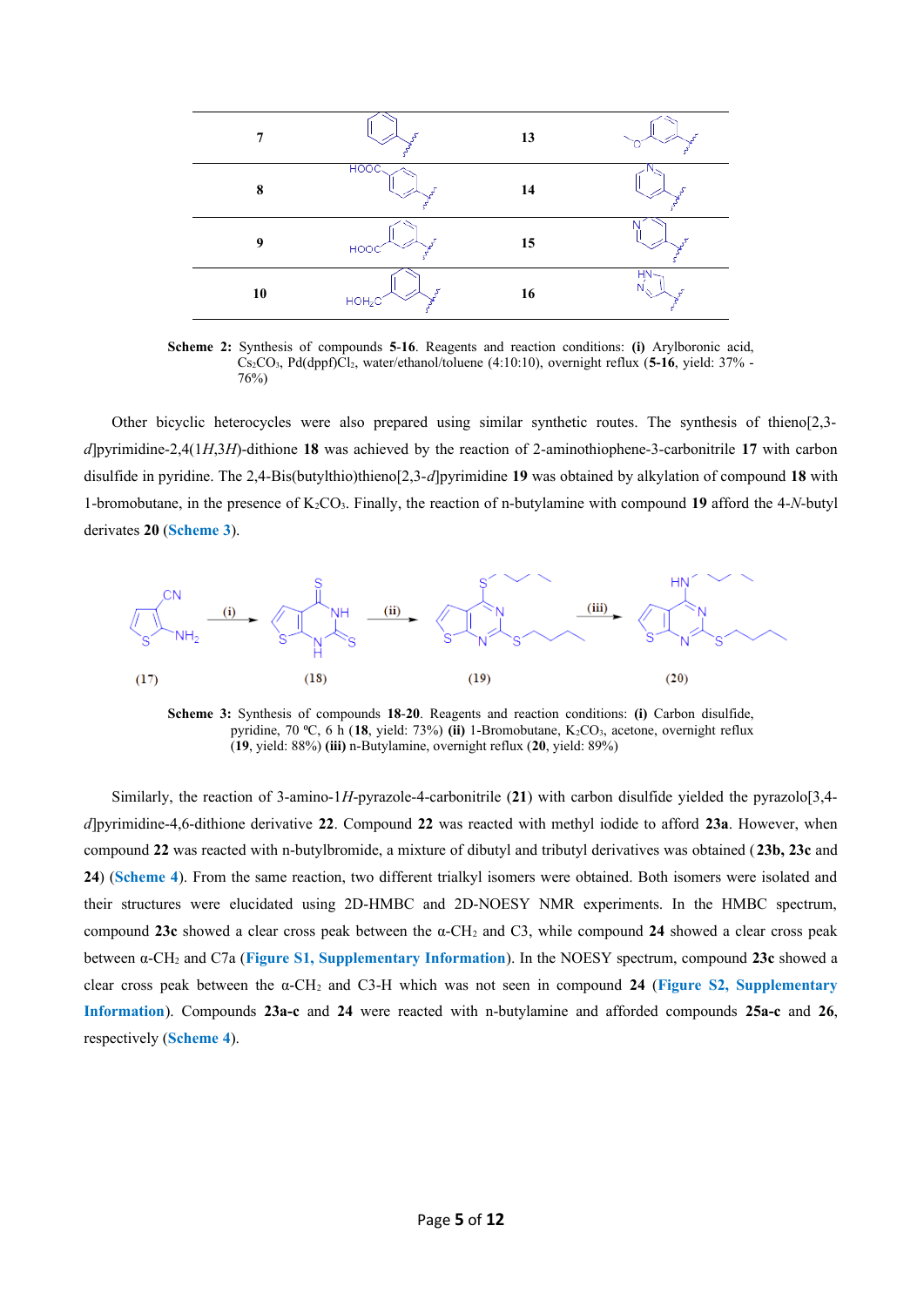| 7 | | 13 | |
|---|---|---|---|
| 8 | | 14 | |
| 9 | | 15 | |
| 10 | | 16 | |

**Scheme 2:** Synthesis of compounds **5**-**16**. Reagents and reaction conditions: **(i)** Arylboronic acid, $Cs_2CO_3$, Pd(dppf)$Cl_2$, water/ethanol/toluene (4:10:10), overnight reflux (**5-16**, yield: 37% - 76%)

Other bicyclic heterocycles were also prepared using similar synthetic routes. The synthesis of thieno[2,3-*d*]pyrimidine-2,4(1*H*,3*H*)-dithione **18** was achieved by the reaction of 2-aminothiophene-3-carbonitrile **17** with carbon disulfide in pyridine. The 2,4-Bis(butylthio)thieno[2,3-*d*]pyrimidine **19** was obtained by alkylation of compound **18** with 1-bromobutane, in the presence of $K_2CO_3$. Finally, the reaction of n-butylamine with compound **19** afford the 4-*N*-butyl derivates **20** (Scheme 3).

**Scheme 3:** Synthesis of compounds **18**-**20**. Reagents and reaction conditions: **(i)** Carbon disulfide, pyridine, 70 ºC, 6 h (**18**, yield: 73%) **(ii)** 1-Bromobutane, $K_2CO_3$, acetone, overnight reflux (**19**, yield: 88%) **(iii)** n-Butylamine, overnight reflux (**20**, yield: 89%)

Similarly, the reaction of 3-amino-1*H*-pyrazole-4-carbonitrile (**21**) with carbon disulfide yielded the pyrazolo[3,4-*d*]pyrimidine-4,6-dithione derivative **22**. Compound **22** was reacted with methyl iodide to afford **23a**. However, when compound **22** was reacted with n-butylbromide, a mixture of dibutyl and tributyl derivatives was obtained (**23b, 23c** and **24**) (Scheme 4). From the same reaction, two different trialkyl isomers were obtained. Both isomers were isolated and their structures were elucidated using 2D-HMBC and 2D-NOESY NMR experiments. In the HMBC spectrum, compound **23c** showed a clear cross peak between the α-$CH_2$ and C3, while compound **24** showed a clear cross peak between α-$CH_2$ and C7a (Figure S1, Supplementary Information). In the NOESY spectrum, compound **23c** showed a clear cross peak between the α-$CH_2$ and C3-H which was not seen in compound **24** (Figure S2, Supplementary Information). Compounds **23a-c** and **24** were reacted with n-butylamine and afforded compounds **25a-c** and **26**, respectively (Scheme 4).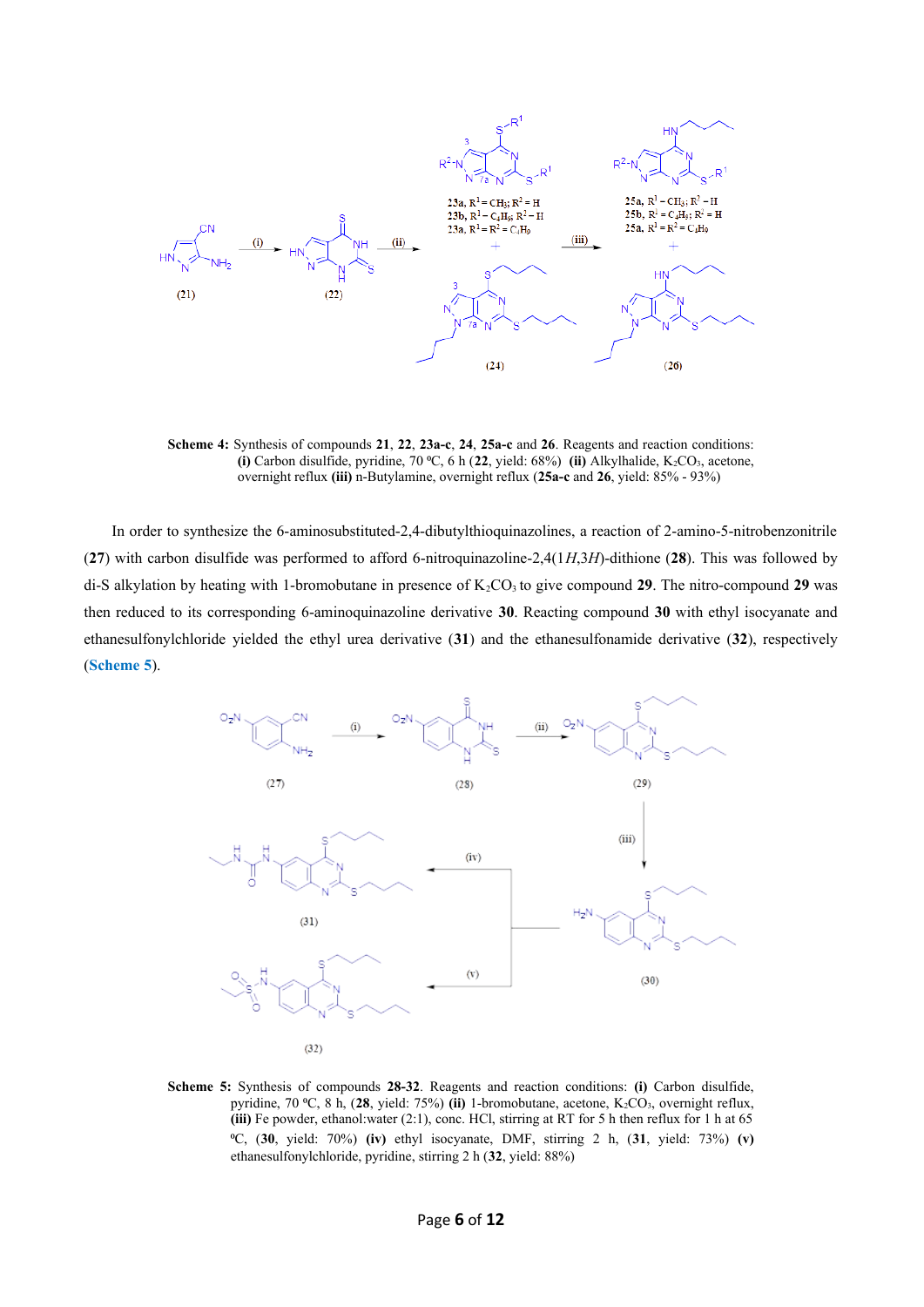**Scheme 4:** Synthesis of compounds **21**, **22**, **23a-c**, **24**, **25a-c** and **26**. Reagents and reaction conditions: **(i)** Carbon disulfide, pyridine, 70 ºC, 6 h (**22**, yield: 68%) **(ii)** Alkylhalide, $K_2CO_3$, acetone, overnight reflux **(iii)** n-Butylamine, overnight reflux (**25a-c** and **26**, yield: 85% - 93%)

In order to synthesize the 6-aminosubstituted-2,4-dibutylthioquinazolines, a reaction of 2-amino-5-nitrobenzonitrile (**27**) with carbon disulfide was performed to afford 6-nitroquinazoline-2,4(1*H*,3*H*)-dithione (**28**). This was followed by di-S alkylation by heating with 1-bromobutane in presence of $K_2CO_3$ to give compound **29**. The nitro-compound **29** was then reduced to its corresponding 6-aminoquinazoline derivative **30**. Reacting compound **30** with ethyl isocyanate and ethanesulfonylchloride yielded the ethyl urea derivative (**31**) and the ethanesulfonamide derivative (**32**), respectively (**Scheme 5**).

**Scheme 5:** Synthesis of compounds **28-32**. Reagents and reaction conditions: **(i)** Carbon disulfide, pyridine, 70 ºC, 8 h, (**28**, yield: 75%) **(ii)** 1-bromobutane, acetone, $K_2CO_3$, overnight reflux, **(iii)** Fe powder, ethanol:water (2:1), conc. HCl, stirring at RT for 5 h then reflux for 1 h at 65 ºC, (**30**, yield: 70%) **(iv)** ethyl isocyanate, DMF, stirring 2 h, (**31**, yield: 73%) **(v)** ethanesulfonylchloride, pyridine, stirring 2 h (**32**, yield: 88%)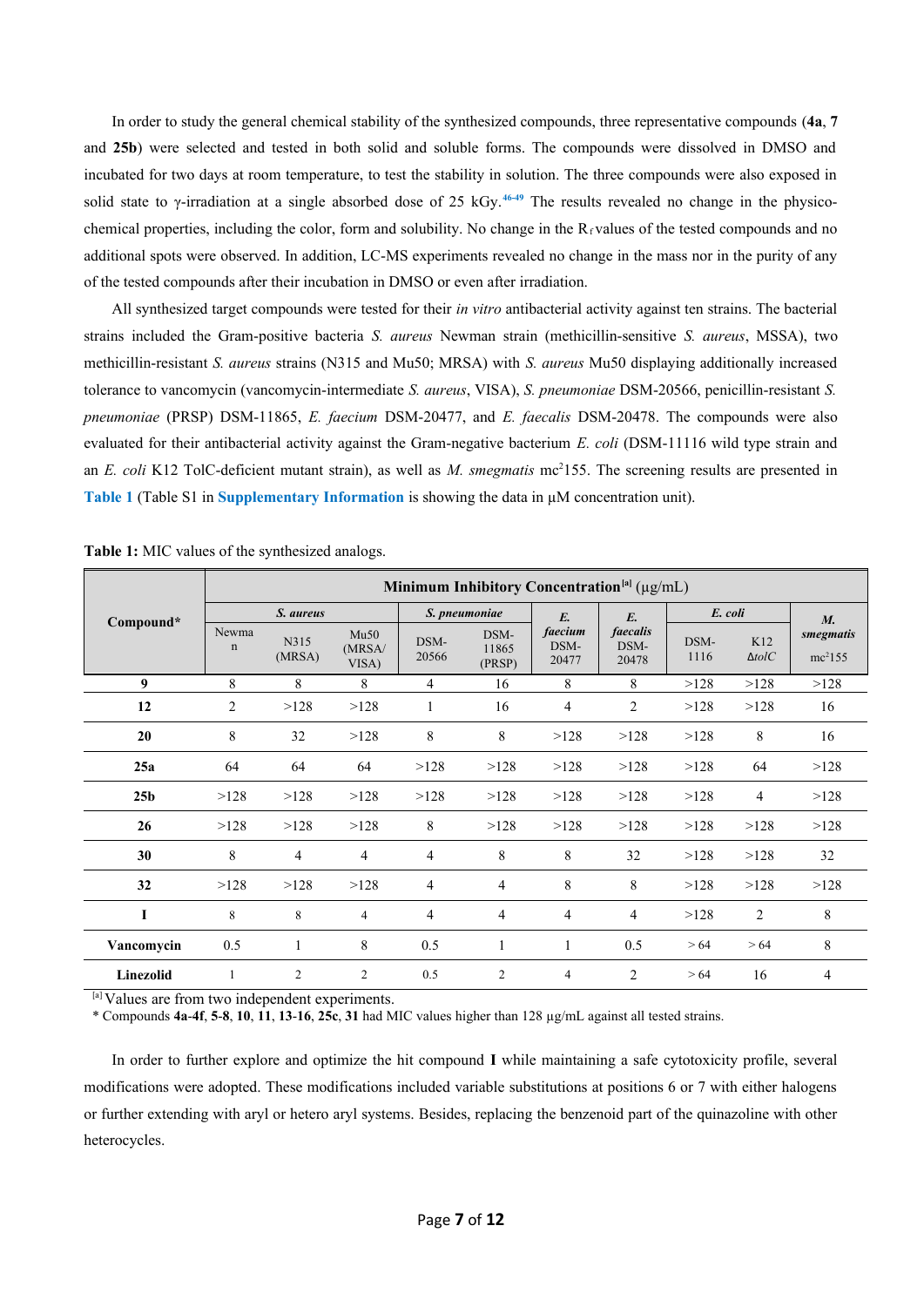In order to study the general chemical stability of the synthesized compounds, three representative compounds (**4a**, **7** and **25b**) were selected and tested in both solid and soluble forms. The compounds were dissolved in DMSO and incubated for two days at room temperature, to test the stability in solution. The three compounds were also exposed in solid state to γ-irradiation at a single absorbed dose of 25 kGy.[46-49] The results revealed no change in the physico-chemical properties, including the color, form and solubility. No change in the $R_f$ values of the tested compounds and no additional spots were observed. In addition, LC-MS experiments revealed no change in the mass nor in the purity of any of the tested compounds after their incubation in DMSO or even after irradiation.

All synthesized target compounds were tested for their *in vitro* antibacterial activity against ten strains. The bacterial strains included the Gram-positive bacteria *S. aureus* Newman strain (methicillin-sensitive *S. aureus*, MSSA), two methicillin-resistant *S. aureus* strains (N315 and Mu50; MRSA) with *S. aureus* Mu50 displaying additionally increased tolerance to vancomycin (vancomycin-intermediate *S. aureus*, VISA), *S. pneumoniae* DSM-20566, penicillin-resistant *S. pneumoniae* (PRSP) DSM-11865, *E. faecium* DSM-20477, and *E. faecalis* DSM-20478. The compounds were also evaluated for their antibacterial activity against the Gram-negative bacterium *E. coli* (DSM-11116 wild type strain and an *E. coli* K12 TolC-deficient mutant strain), as well as *M. smegmatis* mc$^2$155. The screening results are presented in **Table 1** (Table S1 in **Supplementary Information** is showing the data in μM concentration unit).

**Table 1:** MIC values of the synthesized analogs.

| Compound* | Minimum Inhibitory Concentration[a] (μg/mL) | | | | | | | | | |
|---|---|---|---|---|---|---|---|---|---|---|
| | *S. aureus* | | | *S. pneumoniae* | | *E. faecium* | *E. faecalis* | *E. coli* | | *M. smegmatis* |
| | Newman | N315 (MRSA) | Mu50 (MRSA/ VISA) | DSM-20566 | DSM-11865 (PRSP) | DSM-20477 | DSM-20478 | DSM-1116 | K12 Δ*tolC* | mc$^2$155 |
| **9** | 8 | 8 | 8 | 4 | 16 | 8 | 8 | >128 | >128 | >128 |
| **12** | 2 | >128 | >128 | 1 | 16 | 4 | 2 | >128 | >128 | 16 |
| **20** | 8 | 32 | >128 | 8 | 8 | >128 | >128 | >128 | 8 | 16 |
| **25a** | 64 | 64 | 64 | >128 | >128 | >128 | >128 | >128 | 64 | >128 |
| **25b** | >128 | >128 | >128 | >128 | >128 | >128 | >128 | >128 | 4 | >128 |
| **26** | >128 | >128 | >128 | 8 | >128 | >128 | >128 | >128 | >128 | >128 |
| **30** | 8 | 4 | 4 | 4 | 8 | 8 | 32 | >128 | >128 | 32 |
| **32** | >128 | >128 | >128 | 4 | 4 | 8 | 8 | >128 | >128 | >128 |
| **I** | 8 | 8 | 4 | 4 | 4 | 4 | 4 | >128 | 2 | 8 |
| **Vancomycin** | 0.5 | 1 | 8 | 0.5 | 1 | 1 | 0.5 | > 64 | > 64 | 8 |
| **Linezolid** | 1 | 2 | 2 | 0.5 | 2 | 4 | 2 | > 64 | 16 | 4 |

[a] Values are from two independent experiments.
\* Compounds **4a**-**4f**, **5**-**8**, **10**, **11**, **13**-**16**, **25c**, **31** had MIC values higher than 128 μg/mL against all tested strains.

In order to further explore and optimize the hit compound **I** while maintaining a safe cytotoxicity profile, several modifications were adopted. These modifications included variable substitutions at positions 6 or 7 with either halogens or further extending with aryl or hetero aryl systems. Besides, replacing the benzenoid part of the quinazoline with other heterocycles.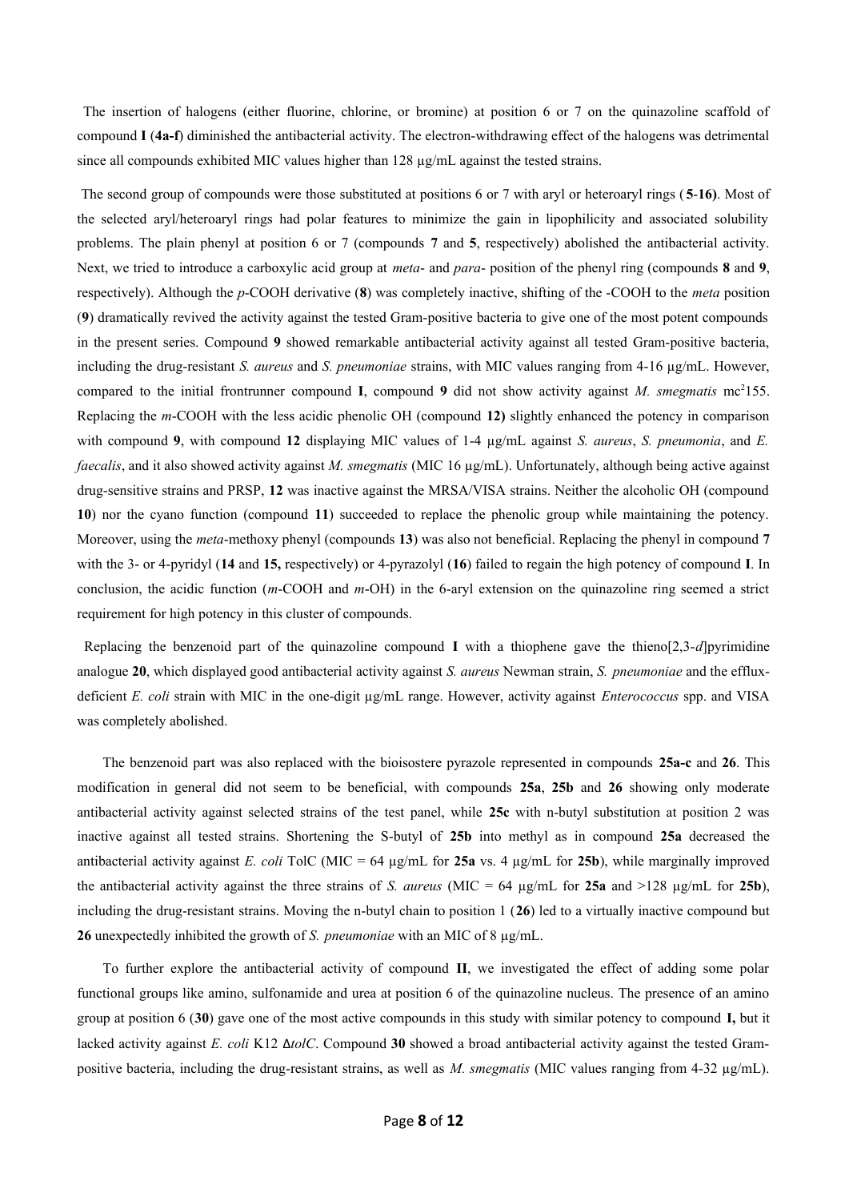The insertion of halogens (either fluorine, chlorine, or bromine) at position 6 or 7 on the quinazoline scaffold of compound **I** (**4a-f**) diminished the antibacterial activity. The electron-withdrawing effect of the halogens was detrimental since all compounds exhibited MIC values higher than 128 µg/mL against the tested strains.

The second group of compounds were those substituted at positions 6 or 7 with aryl or heteroaryl rings (**5**-**16**). Most of the selected aryl/heteroaryl rings had polar features to minimize the gain in lipophilicity and associated solubility problems. The plain phenyl at position 6 or 7 (compounds **7** and **5**, respectively) abolished the antibacterial activity. Next, we tried to introduce a carboxylic acid group at *meta*- and *para*- position of the phenyl ring (compounds **8** and **9**, respectively). Although the *p*-COOH derivative (**8**) was completely inactive, shifting of the -COOH to the *meta* position (**9**) dramatically revived the activity against the tested Gram-positive bacteria to give one of the most potent compounds in the present series. Compound **9** showed remarkable antibacterial activity against all tested Gram-positive bacteria, including the drug-resistant *S. aureus* and *S. pneumoniae* strains, with MIC values ranging from 4-16 µg/mL. However, compared to the initial frontrunner compound **I**, compound **9** did not show activity against *M. smegmatis* mc$^2$155. Replacing the *m*-COOH with the less acidic phenolic OH (compound **12)** slightly enhanced the potency in comparison with compound **9**, with compound **12** displaying MIC values of 1-4 µg/mL against *S. aureus*, *S. pneumonia*, and *E. faecalis*, and it also showed activity against *M. smegmatis* (MIC 16 µg/mL). Unfortunately, although being active against drug-sensitive strains and PRSP, **12** was inactive against the MRSA/VISA strains. Neither the alcoholic OH (compound **10**) nor the cyano function (compound **11**) succeeded to replace the phenolic group while maintaining the potency. Moreover, using the *meta*-methoxy phenyl (compounds **13**) was also not beneficial. Replacing the phenyl in compound **7** with the 3- or 4-pyridyl (**14** and **15,** respectively) or 4-pyrazolyl (**16**) failed to regain the high potency of compound **I**. In conclusion, the acidic function (*m*-COOH and *m*-OH) in the 6-aryl extension on the quinazoline ring seemed a strict requirement for high potency in this cluster of compounds.

Replacing the benzenoid part of the quinazoline compound **I** with a thiophene gave the thieno[2,3-*d*]pyrimidine analogue **20**, which displayed good antibacterial activity against *S. aureus* Newman strain, *S. pneumoniae* and the efflux-deficient *E. coli* strain with MIC in the one-digit µg/mL range. However, activity against *Enterococcus* spp. and VISA was completely abolished.

The benzenoid part was also replaced with the bioisostere pyrazole represented in compounds **25a-c** and **26**. This modification in general did not seem to be beneficial, with compounds **25a**, **25b** and **26** showing only moderate antibacterial activity against selected strains of the test panel, while **25c** with n-butyl substitution at position 2 was inactive against all tested strains. Shortening the S-butyl of **25b** into methyl as in compound **25a** decreased the antibacterial activity against *E. coli* TolC (MIC = 64 µg/mL for **25a** vs. 4 µg/mL for **25b**), while marginally improved the antibacterial activity against the three strains of *S. aureus* (MIC = 64 µg/mL for **25a** and >128 µg/mL for **25b**), including the drug-resistant strains. Moving the n-butyl chain to position 1 (**26**) led to a virtually inactive compound but **26** unexpectedly inhibited the growth of *S. pneumoniae* with an MIC of 8 µg/mL.

To further explore the antibacterial activity of compound **II**, we investigated the effect of adding some polar functional groups like amino, sulfonamide and urea at position 6 of the quinazoline nucleus. The presence of an amino group at position 6 (**30**) gave one of the most active compounds in this study with similar potency to compound **I,** but it lacked activity against *E. coli* K12 Δ*tolC*. Compound **30** showed a broad antibacterial activity against the tested Gram-positive bacteria, including the drug-resistant strains, as well as *M. smegmatis* (MIC values ranging from 4-32 µg/mL).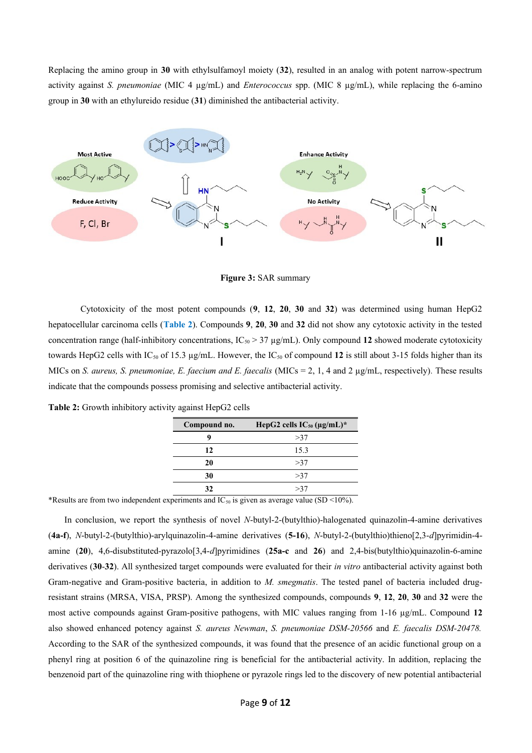Replacing the amino group in **30** with ethylsulfamoyl moiety (**32**), resulted in an analog with potent narrow-spectrum activity against *S. pneumoniae* (MIC 4 µg/mL) and *Enterococcus* spp. (MIC 8 µg/mL), while replacing the 6-amino group in **30** with an ethylureido residue (**31**) diminished the antibacterial activity.

**Figure 3:** SAR summary

Cytotoxicity of the most potent compounds (**9**, **12**, **20**, **30** and **32**) was determined using human HepG2 hepatocellular carcinoma cells (Table 2). Compounds **9**, **20**, **30** and **32** did not show any cytotoxic activity in the tested concentration range (half-inhibitory concentrations, $IC_{50}$ > 37 µg/mL). Only compound **12** showed moderate cytotoxicity towards HepG2 cells with $IC_{50}$ of 15.3 µg/mL. However, the $IC_{50}$ of compound **12** is still about 3-15 folds higher than its MICs on *S. aureus, S. pneumoniae, E. faecium and E. faecalis* (MICs = 2, 1, 4 and 2 µg/mL, respectively). These results indicate that the compounds possess promising and selective antibacterial activity.

**Table 2:** Growth inhibitory activity against HepG2 cells

| Compound no. | HepG2 cells $IC_{50}$ (µg/mL)* |
|---|---|
| **9** | >37 |
| **12** | 15.3 |
| **20** | >37 |
| **30** | >37 |
| **32** | >37 |

*Results are from two independent experiments and $IC_{50}$ is given as average value (SD <10%).

In conclusion, we report the synthesis of novel *N*-butyl-2-(butylthio)-halogenated quinazolin-4-amine derivatives (**4a-f**), *N*-butyl-2-(butylthio)-arylquinazolin-4-amine derivatives (**5-16**), *N*-butyl-2-(butylthio)thieno[2,3-*d*]pyrimidin-4-amine (**20**), 4,6-disubstituted-pyrazolo[3,4-*d*]pyrimidines (**25a-c** and **26**) and 2,4-bis(butylthio)quinazolin-6-amine derivatives (**30-32**). All synthesized target compounds were evaluated for their *in vitro* antibacterial activity against both Gram-negative and Gram-positive bacteria, in addition to *M. smegmatis*. The tested panel of bacteria included drug-resistant strains (MRSA, VISA, PRSP). Among the synthesized compounds, compounds **9**, **12**, **20**, **30** and **32** were the most active compounds against Gram-positive pathogens, with MIC values ranging from 1-16 µg/mL. Compound **12** also showed enhanced potency against *S. aureus Newman*, *S. pneumoniae DSM-20566* and *E. faecalis DSM-20478.* According to the SAR of the synthesized compounds, it was found that the presence of an acidic functional group on a phenyl ring at position 6 of the quinazoline ring is beneficial for the antibacterial activity. In addition, replacing the benzenoid part of the quinazoline ring with thiophene or pyrazole rings led to the discovery of new potential antibacterial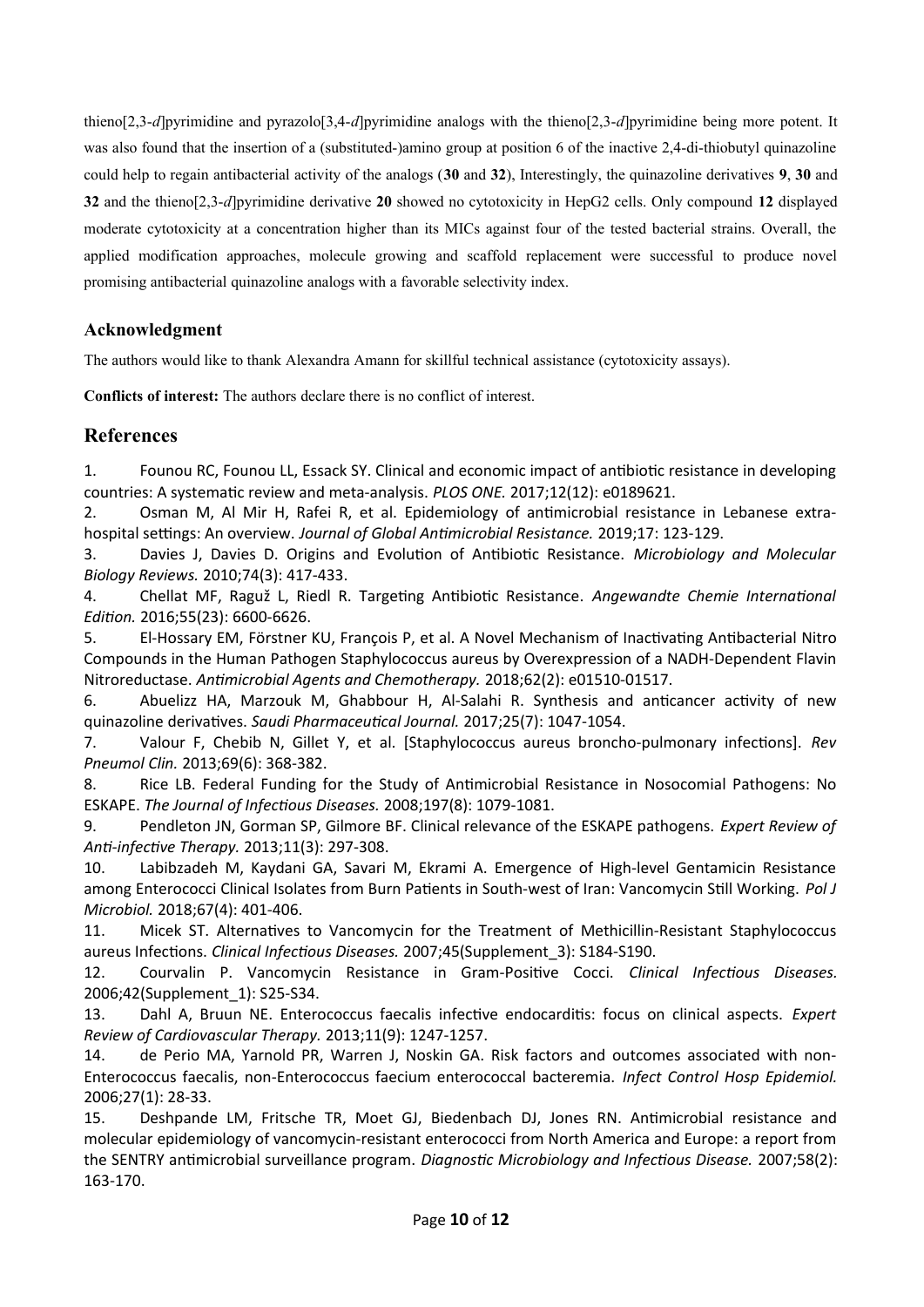thieno[2,3-*d*]pyrimidine and pyrazolo[3,4-*d*]pyrimidine analogs with the thieno[2,3-*d*]pyrimidine being more potent. It was also found that the insertion of a (substituted-)amino group at position 6 of the inactive 2,4-di-thiobutyl quinazoline could help to regain antibacterial activity of the analogs (**30** and **32**), Interestingly, the quinazoline derivatives **9**, **30** and **32** and the thieno[2,3-*d*]pyrimidine derivative **20** showed no cytotoxicity in HepG2 cells. Only compound **12** displayed moderate cytotoxicity at a concentration higher than its MICs against four of the tested bacterial strains. Overall, the applied modification approaches, molecule growing and scaffold replacement were successful to produce novel promising antibacterial quinazoline analogs with a favorable selectivity index.

## Acknowledgment

The authors would like to thank Alexandra Amann for skillful technical assistance (cytotoxicity assays).

**Conflicts of interest:** The authors declare there is no conflict of interest.

## References

1. Founou RC, Founou LL, Essack SY. Clinical and economic impact of antibiotic resistance in developing countries: A systematic review and meta-analysis. *PLOS ONE.* 2017;12(12): e0189621.
2. Osman M, Al Mir H, Rafei R, et al. Epidemiology of antimicrobial resistance in Lebanese extra-hospital settings: An overview. *Journal of Global Antimicrobial Resistance.* 2019;17: 123-129.
3. Davies J, Davies D. Origins and Evolution of Antibiotic Resistance. *Microbiology and Molecular Biology Reviews.* 2010;74(3): 417-433.
4. Chellat MF, Raguž L, Riedl R. Targeting Antibiotic Resistance. *Angewandte Chemie International Edition.* 2016;55(23): 6600-6626.
5. El-Hossary EM, Förstner KU, François P, et al. A Novel Mechanism of Inactivating Antibacterial Nitro Compounds in the Human Pathogen Staphylococcus aureus by Overexpression of a NADH-Dependent Flavin Nitroreductase. *Antimicrobial Agents and Chemotherapy.* 2018;62(2): e01510-01517.
6. Abuelizz HA, Marzouk M, Ghabbour H, Al-Salahi R. Synthesis and anticancer activity of new quinazoline derivatives. *Saudi Pharmaceutical Journal.* 2017;25(7): 1047-1054.
7. Valour F, Chebib N, Gillet Y, et al. [Staphylococcus aureus broncho-pulmonary infections]. *Rev Pneumol Clin.* 2013;69(6): 368-382.
8. Rice LB. Federal Funding for the Study of Antimicrobial Resistance in Nosocomial Pathogens: No ESKAPE. *The Journal of Infectious Diseases.* 2008;197(8): 1079-1081.
9. Pendleton JN, Gorman SP, Gilmore BF. Clinical relevance of the ESKAPE pathogens. *Expert Review of Anti-infective Therapy.* 2013;11(3): 297-308.
10. Labibzadeh M, Kaydani GA, Savari M, Ekrami A. Emergence of High-level Gentamicin Resistance among Enterococci Clinical Isolates from Burn Patients in South-west of Iran: Vancomycin Still Working. *Pol J Microbiol.* 2018;67(4): 401-406.
11. Micek ST. Alternatives to Vancomycin for the Treatment of Methicillin-Resistant Staphylococcus aureus Infections. *Clinical Infectious Diseases.* 2007;45(Supplement_3): S184-S190.
12. Courvalin P. Vancomycin Resistance in Gram-Positive Cocci. *Clinical Infectious Diseases.* 2006;42(Supplement_1): S25-S34.
13. Dahl A, Bruun NE. Enterococcus faecalis infective endocarditis: focus on clinical aspects. *Expert Review of Cardiovascular Therapy.* 2013;11(9): 1247-1257.
14. de Perio MA, Yarnold PR, Warren J, Noskin GA. Risk factors and outcomes associated with non-Enterococcus faecalis, non-Enterococcus faecium enterococcal bacteremia. *Infect Control Hosp Epidemiol.* 2006;27(1): 28-33.
15. Deshpande LM, Fritsche TR, Moet GJ, Biedenbach DJ, Jones RN. Antimicrobial resistance and molecular epidemiology of vancomycin-resistant enterococci from North America and Europe: a report from the SENTRY antimicrobial surveillance program. *Diagnostic Microbiology and Infectious Disease.* 2007;58(2): 163-170.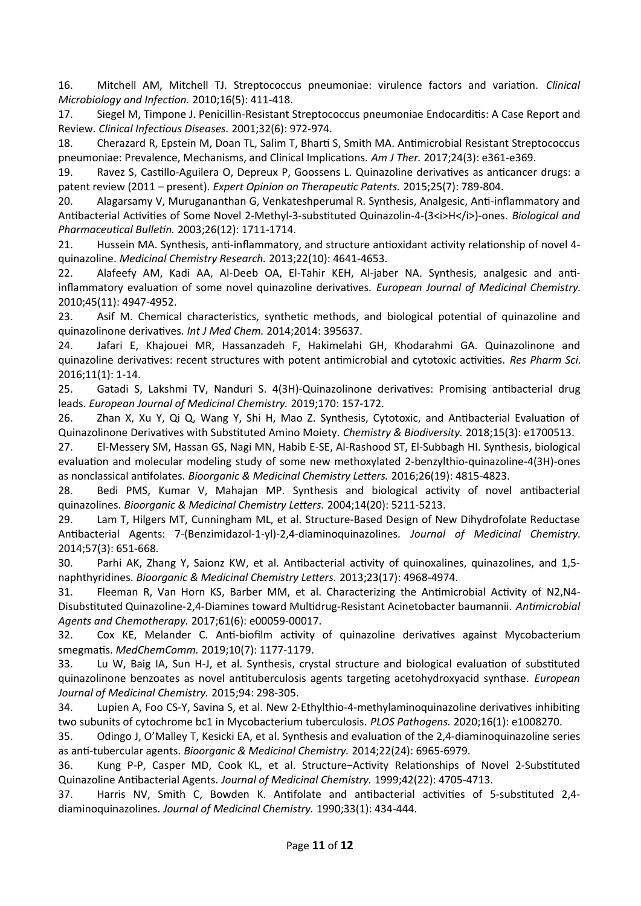16. Mitchell AM, Mitchell TJ. Streptococcus pneumoniae: virulence factors and variation. *Clinical Microbiology and Infection.* 2010;16(5): 411-418.

17. Siegel M, Timpone J. Penicillin-Resistant Streptococcus pneumoniae Endocarditis: A Case Report and Review. *Clinical Infectious Diseases.* 2001;32(6): 972-974.

18. Cherazard R, Epstein M, Doan TL, Salim T, Bharti S, Smith MA. Antimicrobial Resistant Streptococcus pneumoniae: Prevalence, Mechanisms, and Clinical Implications. *Am J Ther.* 2017;24(3): e361-e369.

19. Ravez S, Castillo-Aguilera O, Depreux P, Goossens L. Quinazoline derivatives as anticancer drugs: a patent review (2011 – present). *Expert Opinion on Therapeutic Patents.* 2015;25(7): 789-804.

20. Alagarsamy V, Murugananthan G, Venkateshperumal R. Synthesis, Analgesic, Anti-inflammatory and Antibacterial Activities of Some Novel 2-Methyl-3-substituted Quinazolin-4-(3<i>H</i>)-ones. *Biological and Pharmaceutical Bulletin.* 2003;26(12): 1711-1714.

21. Hussein MA. Synthesis, anti-inflammatory, and structure antioxidant activity relationship of novel 4-quinazoline. *Medicinal Chemistry Research.* 2013;22(10): 4641-4653.

22. Alafeefy AM, Kadi AA, Al-Deeb OA, El-Tahir KEH, Al-jaber NA. Synthesis, analgesic and anti-inflammatory evaluation of some novel quinazoline derivatives. *European Journal of Medicinal Chemistry.* 2010;45(11): 4947-4952.

23. Asif M. Chemical characteristics, synthetic methods, and biological potential of quinazoline and quinazolinone derivatives. *Int J Med Chem.* 2014;2014: 395637.

24. Jafari E, Khajouei MR, Hassanzadeh F, Hakimelahi GH, Khodarahmi GA. Quinazolinone and quinazoline derivatives: recent structures with potent antimicrobial and cytotoxic activities. *Res Pharm Sci.* 2016;11(1): 1-14.

25. Gatadi S, Lakshmi TV, Nanduri S. 4(3H)-Quinazolinone derivatives: Promising antibacterial drug leads. *European Journal of Medicinal Chemistry.* 2019;170: 157-172.

26. Zhan X, Xu Y, Qi Q, Wang Y, Shi H, Mao Z. Synthesis, Cytotoxic, and Antibacterial Evaluation of Quinazolinone Derivatives with Substituted Amino Moiety. *Chemistry & Biodiversity.* 2018;15(3): e1700513.

27. El-Messery SM, Hassan GS, Nagi MN, Habib E-SE, Al-Rashood ST, El-Subbagh HI. Synthesis, biological evaluation and molecular modeling study of some new methoxylated 2-benzylthio-quinazoline-4(3H)-ones as nonclassical antifolates. *Bioorganic & Medicinal Chemistry Letters.* 2016;26(19): 4815-4823.

28. Bedi PMS, Kumar V, Mahajan MP. Synthesis and biological activity of novel antibacterial quinazolines. *Bioorganic & Medicinal Chemistry Letters.* 2004;14(20): 5211-5213.

29. Lam T, Hilgers MT, Cunningham ML, et al. Structure-Based Design of New Dihydrofolate Reductase Antibacterial Agents: 7-(Benzimidazol-1-yl)-2,4-diaminoquinazolines. *Journal of Medicinal Chemistry.* 2014;57(3): 651-668.

30. Parhi AK, Zhang Y, Saionz KW, et al. Antibacterial activity of quinoxalines, quinazolines, and 1,5-naphthyridines. *Bioorganic & Medicinal Chemistry Letters.* 2013;23(17): 4968-4974.

31. Fleeman R, Van Horn KS, Barber MM, et al. Characterizing the Antimicrobial Activity of N2,N4-Disubstituted Quinazoline-2,4-Diamines toward Multidrug-Resistant Acinetobacter baumannii. *Antimicrobial Agents and Chemotherapy.* 2017;61(6): e00059-00017.

32. Cox KE, Melander C. Anti-biofilm activity of quinazoline derivatives against Mycobacterium smegmatis. *MedChemComm.* 2019;10(7): 1177-1179.

33. Lu W, Baig IA, Sun H-J, et al. Synthesis, crystal structure and biological evaluation of substituted quinazolinone benzoates as novel antituberculosis agents targeting acetohydroxyacid synthase. *European Journal of Medicinal Chemistry.* 2015;94: 298-305.

34. Lupien A, Foo CS-Y, Savina S, et al. New 2-Ethylthio-4-methylaminoquinazoline derivatives inhibiting two subunits of cytochrome bc1 in Mycobacterium tuberculosis. *PLOS Pathogens.* 2020;16(1): e1008270.

35. Odingo J, O'Malley T, Kesicki EA, et al. Synthesis and evaluation of the 2,4-diaminoquinazoline series as anti-tubercular agents. *Bioorganic & Medicinal Chemistry.* 2014;22(24): 6965-6979.

36. Kung P-P, Casper MD, Cook KL, et al. Structure−Activity Relationships of Novel 2-Substituted Quinazoline Antibacterial Agents. *Journal of Medicinal Chemistry.* 1999;42(22): 4705-4713.

37. Harris NV, Smith C, Bowden K. Antifolate and antibacterial activities of 5-substituted 2,4-diaminoquinazolines. *Journal of Medicinal Chemistry.* 1990;33(1): 434-444.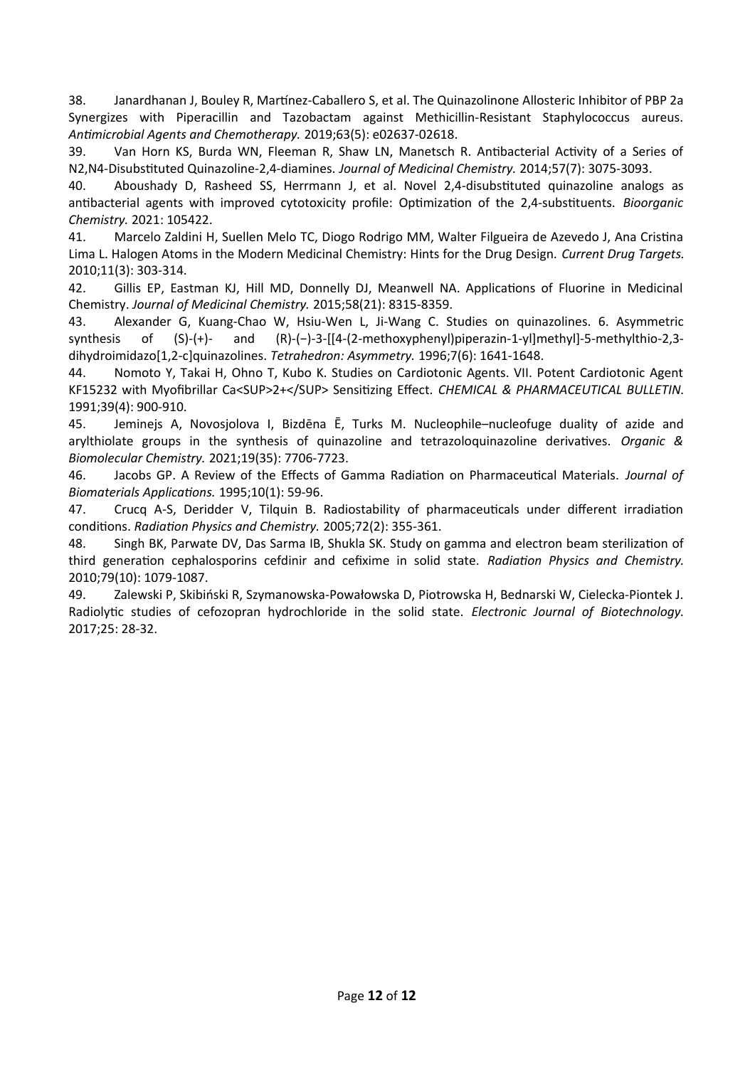38. Janardhanan J, Bouley R, Martínez-Caballero S, et al. The Quinazolinone Allosteric Inhibitor of PBP 2a Synergizes with Piperacillin and Tazobactam against Methicillin-Resistant Staphylococcus aureus. *Antimicrobial Agents and Chemotherapy.* 2019;63(5): e02637-02618.

39. Van Horn KS, Burda WN, Fleeman R, Shaw LN, Manetsch R. Antibacterial Activity of a Series of N2,N4-Disubstituted Quinazoline-2,4-diamines. *Journal of Medicinal Chemistry.* 2014;57(7): 3075-3093.

40. Aboushady D, Rasheed SS, Herrmann J, et al. Novel 2,4-disubstituted quinazoline analogs as antibacterial agents with improved cytotoxicity profile: Optimization of the 2,4-substituents. *Bioorganic Chemistry.* 2021: 105422.

41. Marcelo Zaldini H, Suellen Melo TC, Diogo Rodrigo MM, Walter Filgueira de Azevedo J, Ana Cristina Lima L. Halogen Atoms in the Modern Medicinal Chemistry: Hints for the Drug Design. *Current Drug Targets.* 2010;11(3): 303-314.

42. Gillis EP, Eastman KJ, Hill MD, Donnelly DJ, Meanwell NA. Applications of Fluorine in Medicinal Chemistry. *Journal of Medicinal Chemistry.* 2015;58(21): 8315-8359.

43. Alexander G, Kuang-Chao W, Hsiu-Wen L, Ji-Wang C. Studies on quinazolines. 6. Asymmetric synthesis of (S)-(+)- and (R)-(−)-3-[[4-(2-methoxyphenyl)piperazin-1-yl]methyl]-5-methylthio-2,3-dihydroimidazo[1,2-c]quinazolines. *Tetrahedron: Asymmetry.* 1996;7(6): 1641-1648.

44. Nomoto Y, Takai H, Ohno T, Kubo K. Studies on Cardiotonic Agents. VII. Potent Cardiotonic Agent KF15232 with Myofibrillar Ca<SUP>2+</SUP> Sensitizing Effect. *CHEMICAL & PHARMACEUTICAL BULLETIN.* 1991;39(4): 900-910.

45. Jeminejs A, Novosjolova I, Bizdēna Ē, Turks M. Nucleophile–nucleofuge duality of azide and arylthiolate groups in the synthesis of quinazoline and tetrazoloquinazoline derivatives. *Organic & Biomolecular Chemistry.* 2021;19(35): 7706-7723.

46. Jacobs GP. A Review of the Effects of Gamma Radiation on Pharmaceutical Materials. *Journal of Biomaterials Applications.* 1995;10(1): 59-96.

47. Crucq A-S, Deridder V, Tilquin B. Radiostability of pharmaceuticals under different irradiation conditions. *Radiation Physics and Chemistry.* 2005;72(2): 355-361.

48. Singh BK, Parwate DV, Das Sarma IB, Shukla SK. Study on gamma and electron beam sterilization of third generation cephalosporins cefdinir and cefixime in solid state. *Radiation Physics and Chemistry.* 2010;79(10): 1079-1087.

49. Zalewski P, Skibiński R, Szymanowska-Powałowska D, Piotrowska H, Bednarski W, Cielecka-Piontek J. Radiolytic studies of cefozopran hydrochloride in the solid state. *Electronic Journal of Biotechnology.* 2017;25: 28-32.